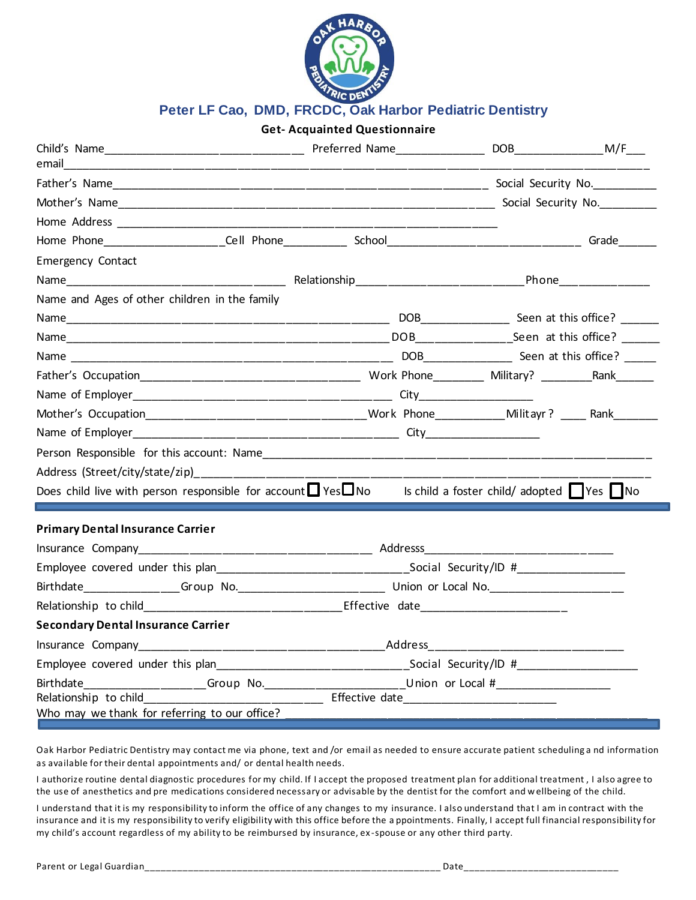# Peter LF Cao, DMD, FRCDC, Oak Harbor Pediatric Dentistry

## Get- Acquainted Questionnaire

Child's Name_____________________________ Preferred Name_____________ DOB_____________M/F___
email_______________________________________________________________________________

Father's Name________________________________________________________ Social Security No._________

Mother's Name_______________________________________________________ Social Security No._________

Home Address ________________________________________________________

Home Phone________________Cell Phone_________ School___________________________ Grade______

Emergency Contact

Name________________________________ Relationship_________________________Phone____________

Name and Ages of other children in the family

Name_______________________________________________ DOB_____________ Seen at this office? ______

Name_______________________________________________DOB_____________Seen at this office? ______

Name _______________________________________________ DOB_____________ Seen at this office? _____

Father's Occupation________________________________ Work Phone________ Military? ________Rank______

Name of Employer_______________________________________ City_________________

Mother's Occupation_______________________________Work Phone__________Militayr ? ____ Rank_______

Name of Employer________________________________________ City_________________

Person Responsible for this account: Name_________________________________________________________

Address (Street/city/state/zip)_______________________________________________________________

Does child live with person responsible for account ☐ Yes ☐ No Is child a foster child/ adopted ☐ Yes ☐ No

---

**Primary Dental Insurance Carrier**

Insurance Company___________________________________ Addresss____________________________

Employee covered under this plan____________________________Social Security/ID #________________

Birthdate______________Group No._____________________ Union or Local No.____________________

Relationship to child____________________________Effective date_____________________

**Secondary Dental Insurance Carrier**

Insurance Company_____________________________________Address_____________________________

Employee covered under this plan____________________________Social Security/ID #__________________

Birthdate_________________Group No.____________________Union or Local #_________________
Relationship to child___________________________ Effective date______________________
Who may we thank for referring to our office? ____________________________________________________

---

Oak Harbor Pediatric Dentistry may contact me via phone, text and /or email as needed to ensure accurate patient scheduling a nd information as available for their dental appointments and/ or dental health needs.

I authorize routine dental diagnostic procedures for my child. If I accept the proposed treatment plan for additional treatment , I also agree to the use of anesthetics and pre medications considered necessary or advisable by the dentist for the comfort and wellbeing of the child.

I understand that it is my responsibility to inform the office of any changes to my insurance. I also understand that I am in contract with the insurance and it is my responsibility to verify eligibility with this office before the a ppointments. Finally, I accept full financial responsibility for my child's account regardless of my ability to be reimbursed by insurance, ex-spouse or any other third party.

Parent or Legal Guardian_____________________________________________________ Date___________________________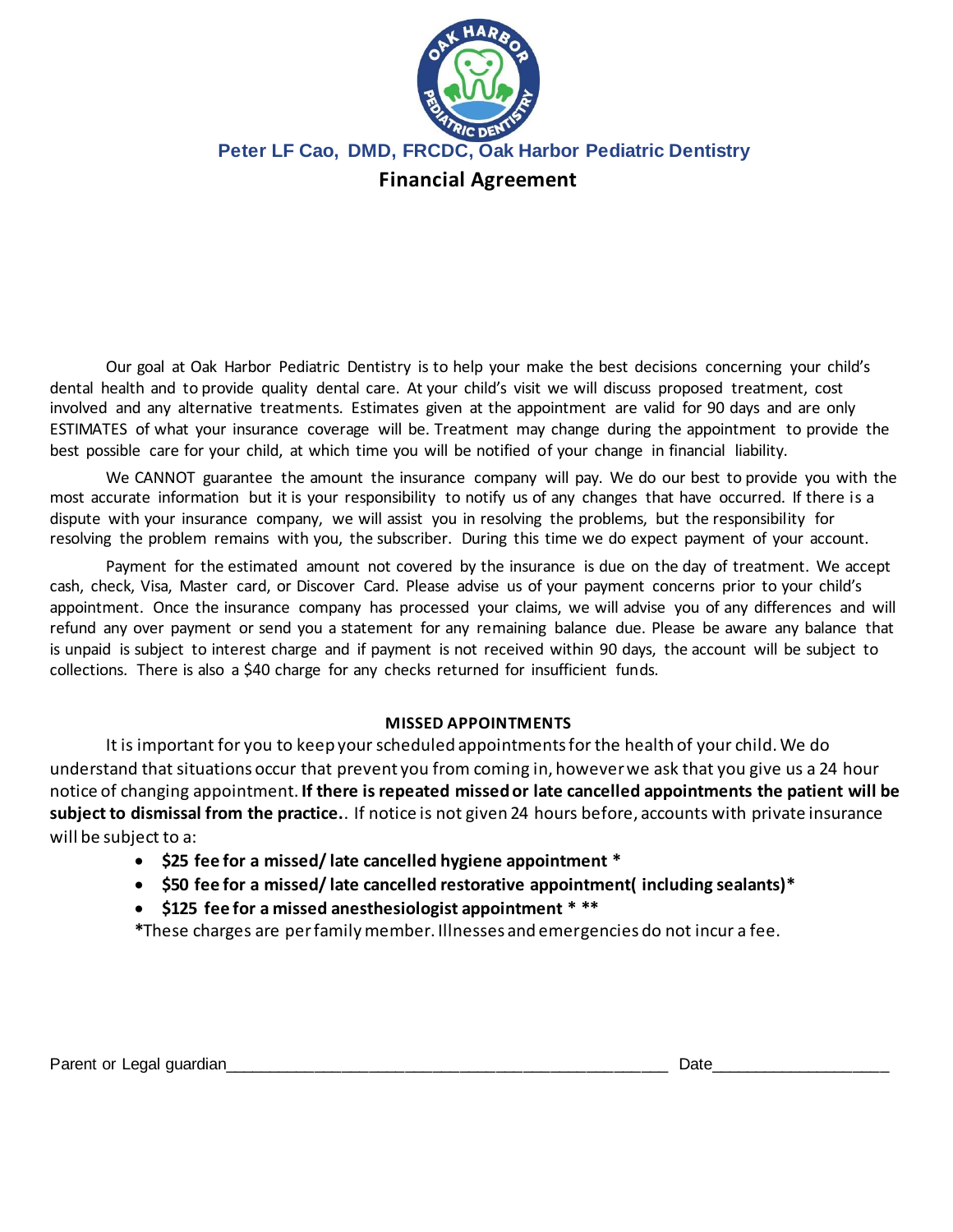**Peter LF Cao, DMD, FRCDC, Oak Harbor Pediatric Dentistry**

## Financial Agreement

Our goal at Oak Harbor Pediatric Dentistry is to help your make the best decisions concerning your child's dental health and to provide quality dental care. At your child's visit we will discuss proposed treatment, cost involved and any alternative treatments. Estimates given at the appointment are valid for 90 days and are only ESTIMATES of what your insurance coverage will be. Treatment may change during the appointment to provide the best possible care for your child, at which time you will be notified of your change in financial liability.

We CANNOT guarantee the amount the insurance company will pay. We do our best to provide you with the most accurate information but it is your responsibility to notify us of any changes that have occurred. If there is a dispute with your insurance company, we will assist you in resolving the problems, but the responsibility for resolving the problem remains with you, the subscriber. During this time we do expect payment of your account.

Payment for the estimated amount not covered by the insurance is due on the day of treatment. We accept cash, check, Visa, Master card, or Discover Card. Please advise us of your payment concerns prior to your child's appointment. Once the insurance company has processed your claims, we will advise you of any differences and will refund any over payment or send you a statement for any remaining balance due. Please be aware any balance that is unpaid is subject to interest charge and if payment is not received within 90 days, the account will be subject to collections. There is also a $40 charge for any checks returned for insufficient funds.

### MISSED APPOINTMENTS

It is important for you to keep your scheduled appointments for the health of your child. We do understand that situations occur that prevent you from coming in, however we ask that you give us a 24 hour notice of changing appointment. **If there is repeated missed or late cancelled appointments the patient will be subject to dismissal from the practice.**. If notice is not given 24 hours before, accounts with private insurance will be subject to a:

- **$25 fee for a missed/ late cancelled hygiene appointment ***
- **$50 fee for a missed/ late cancelled restorative appointment( including sealants)***
- **$125 fee for a missed anesthesiologist appointment * ****

**\***These charges are per family member. Illnesses and emergencies do not incur a fee.

Parent or Legal guardian_______________________________________________ Date__________________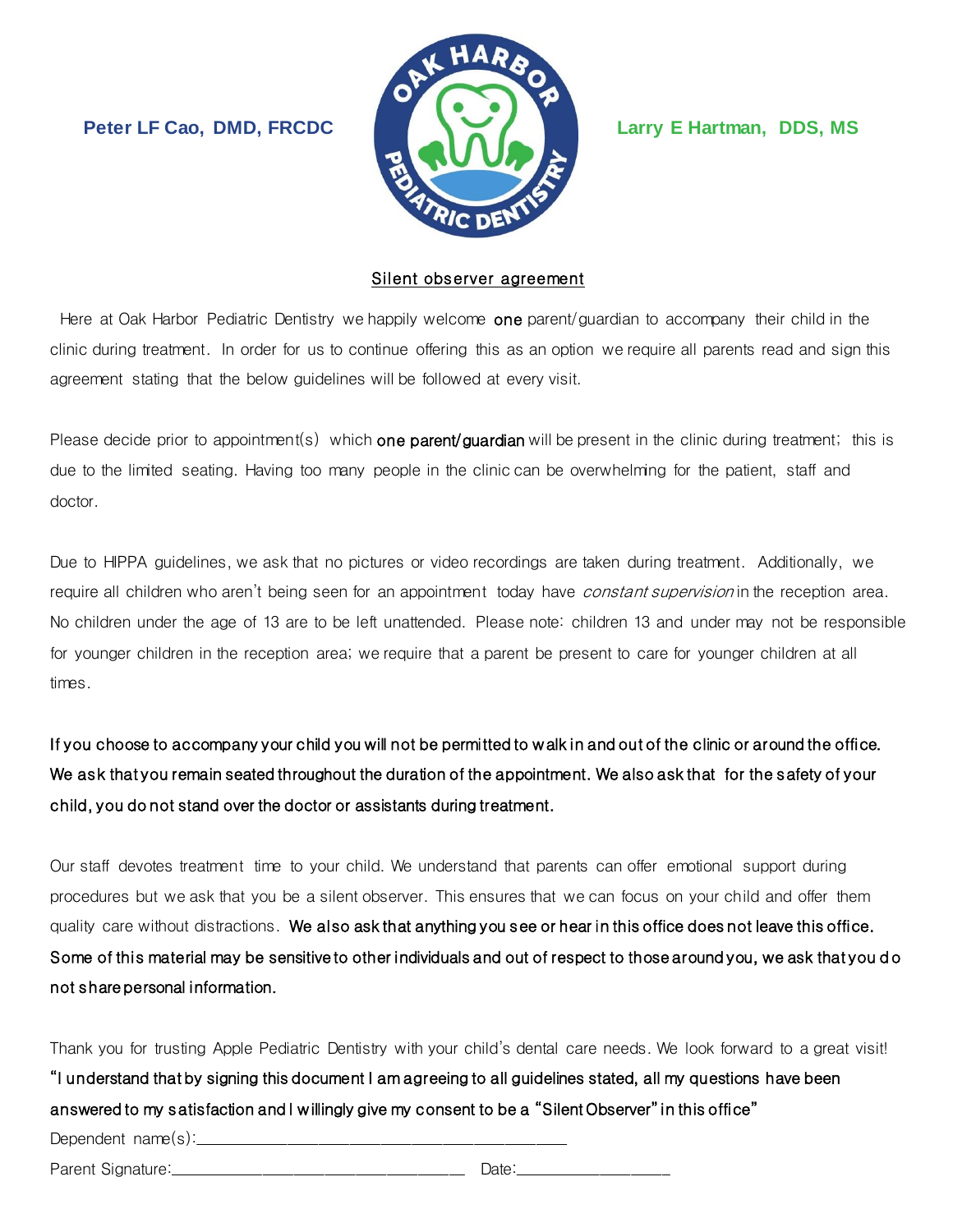**Peter LF Cao, DMD, FRCDC**

**Larry E Hartman, DDS, MS**

## Silent observer agreement

Here at Oak Harbor Pediatric Dentistry we happily welcome **one** parent/guardian to accompany their child in the clinic during treatment. In order for us to continue offering this as an option we require all parents read and sign this agreement stating that the below guidelines will be followed at every visit.

Please decide prior to appointment(s) which **one parent/guardian** will be present in the clinic during treatment; this is due to the limited seating. Having too many people in the clinic can be overwhelming for the patient, staff and doctor.

Due to HIPPA guidelines, we ask that no pictures or video recordings are taken during treatment. Additionally, we require all children who aren't being seen for an appointment today have *constant supervision* in the reception area. No children under the age of 13 are to be left unattended. Please note: children 13 and under may not be responsible for younger children in the reception area; we require that a parent be present to care for younger children at all times.

**If you choose to accompany your child you will not be permitted to walk in and out of the clinic or around the office. We ask that you remain seated throughout the duration of the appointment. We also ask that for the safety of your child, you do not stand over the doctor or assistants during treatment.**

Our staff devotes treatment time to your child. We understand that parents can offer emotional support during procedures but we ask that you be a silent observer. This ensures that we can focus on your child and offer them quality care without distractions. **We also ask that anything you see or hear in this office does not leave this office. Some of this material may be sensitive to other individuals and out of respect to those around you, we ask that you do not share personal information.**

Thank you for trusting Apple Pediatric Dentistry with your child's dental care needs. We look forward to a great visit!

**"I understand that by signing this document I am agreeing to all guidelines stated, all my questions have been answered to my satisfaction and I willingly give my consent to be a "Silent Observer" in this office"**

Dependent name(s):_______________________________________________

Parent Signature:____________________________________ Date:___________________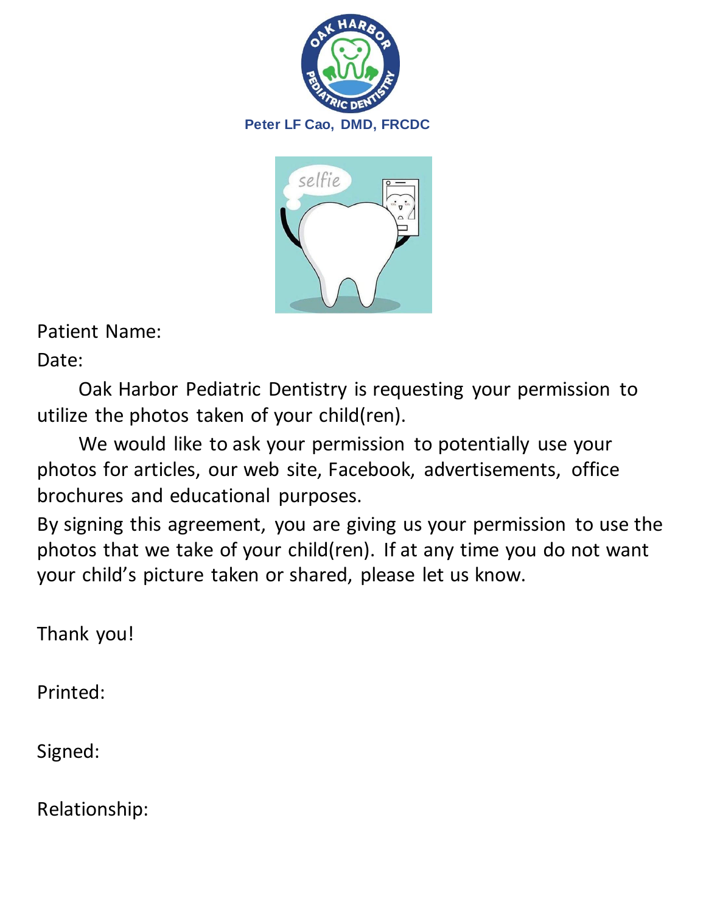Peter LF Cao, DMD, FRCDC

Patient Name:

Date:

Oak Harbor Pediatric Dentistry is requesting your permission to utilize the photos taken of your child(ren).

We would like to ask your permission to potentially use your photos for articles, our web site, Facebook, advertisements, office brochures and educational purposes.

By signing this agreement, you are giving us your permission to use the photos that we take of your child(ren). If at any time you do not want your child's picture taken or shared, please let us know.

Thank you!

Printed:

Signed:

Relationship: